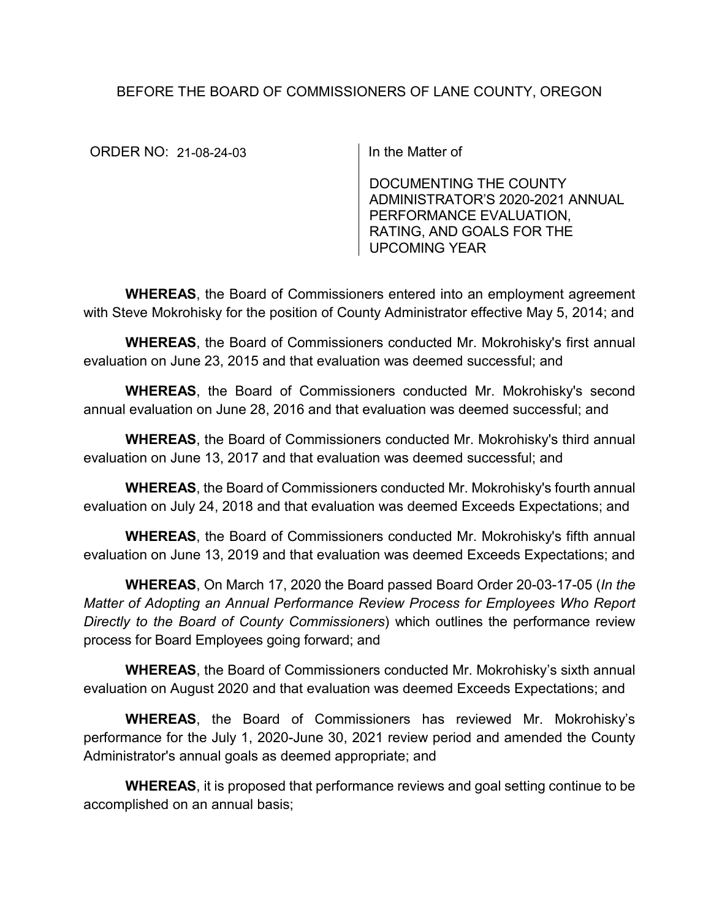BEFORE THE BOARD OF COMMISSIONERS OF LANE COUNTY, OREGON

ORDER NO: 21-08-24-03

In the Matter of

DOCUMENTING THE COUNTY ADMINISTRATOR'S 2020-2021 ANNUAL PERFORMANCE EVALUATION, RATING, AND GOALS FOR THE UPCOMING YEAR

**WHEREAS**, the Board of Commissioners entered into an employment agreement with Steve Mokrohisky for the position of County Administrator effective May 5, 2014; and

**WHEREAS**, the Board of Commissioners conducted Mr. Mokrohisky's first annual evaluation on June 23, 2015 and that evaluation was deemed successful; and

**WHEREAS**, the Board of Commissioners conducted Mr. Mokrohisky's second annual evaluation on June 28, 2016 and that evaluation was deemed successful; and

**WHEREAS**, the Board of Commissioners conducted Mr. Mokrohisky's third annual evaluation on June 13, 2017 and that evaluation was deemed successful; and

**WHEREAS**, the Board of Commissioners conducted Mr. Mokrohisky's fourth annual evaluation on July 24, 2018 and that evaluation was deemed Exceeds Expectations; and

**WHEREAS**, the Board of Commissioners conducted Mr. Mokrohisky's fifth annual evaluation on June 13, 2019 and that evaluation was deemed Exceeds Expectations; and

**WHEREAS**, On March 17, 2020 the Board passed Board Order 20-03-17-05 (*In the Matter of Adopting an Annual Performance Review Process for Employees Who Report Directly to the Board of County Commissioners*) which outlines the performance review process for Board Employees going forward; and

**WHEREAS**, the Board of Commissioners conducted Mr. Mokrohisky's sixth annual evaluation on August 2020 and that evaluation was deemed Exceeds Expectations; and

**WHEREAS**, the Board of Commissioners has reviewed Mr. Mokrohisky's performance for the July 1, 2020-June 30, 2021 review period and amended the County Administrator's annual goals as deemed appropriate; and

**WHEREAS**, it is proposed that performance reviews and goal setting continue to be accomplished on an annual basis;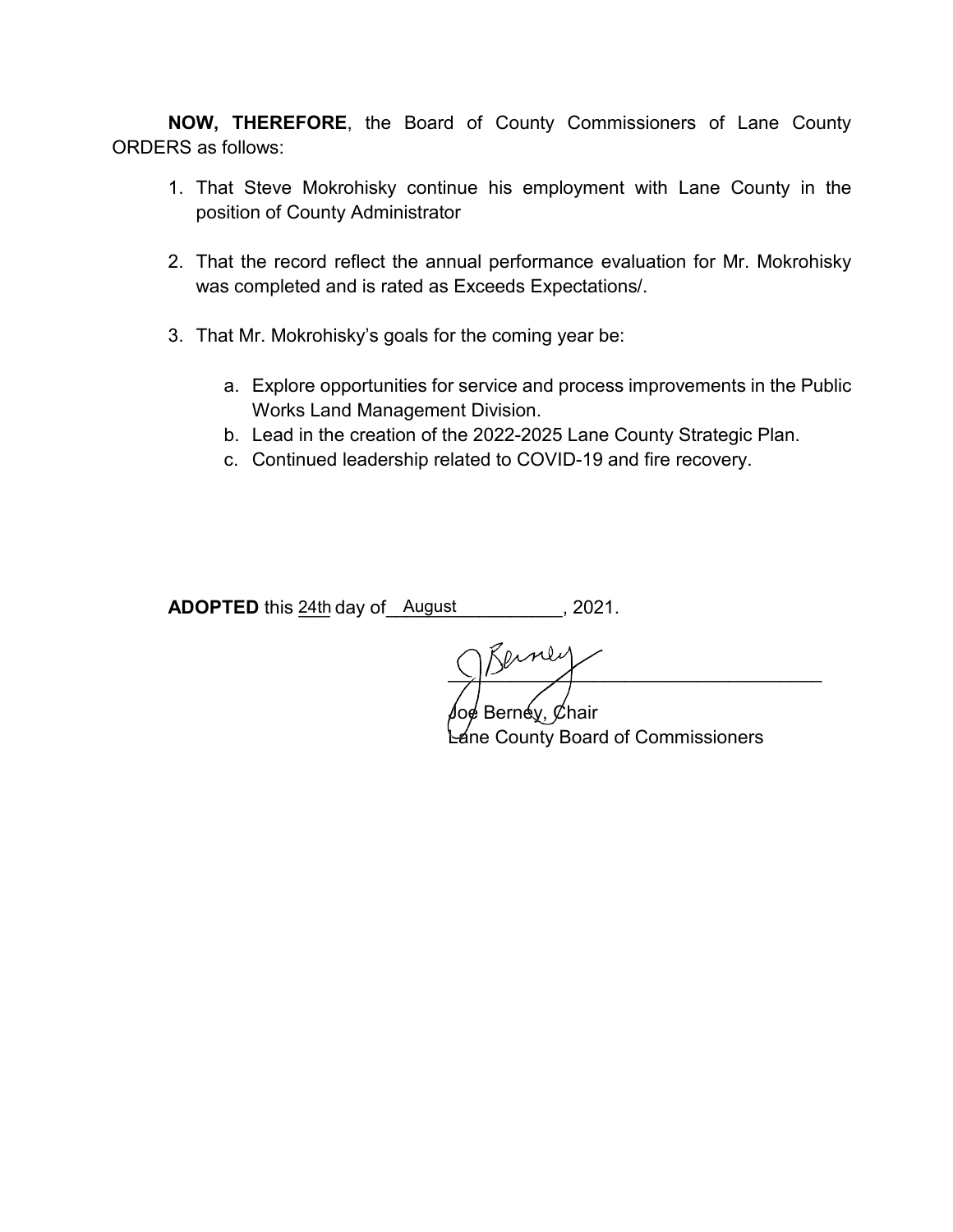**NOW, THEREFORE**, the Board of County Commissioners of Lane County ORDERS as follows:

1. That Steve Mokrohisky continue his employment with Lane County in the position of County Administrator

2. That the record reflect the annual performance evaluation for Mr. Mokrohisky was completed and is rated as Exceeds Expectations/.

3. That Mr. Mokrohisky's goals for the coming year be:

   a. Explore opportunities for service and process improvements in the Public Works Land Management Division.
   b. Lead in the creation of the 2022-2025 Lane County Strategic Plan.
   c. Continued leadership related to COVID-19 and fire recovery.

**ADOPTED** this 24th day of August, 2021.

Joe Berney, Chair
Lane County Board of Commissioners